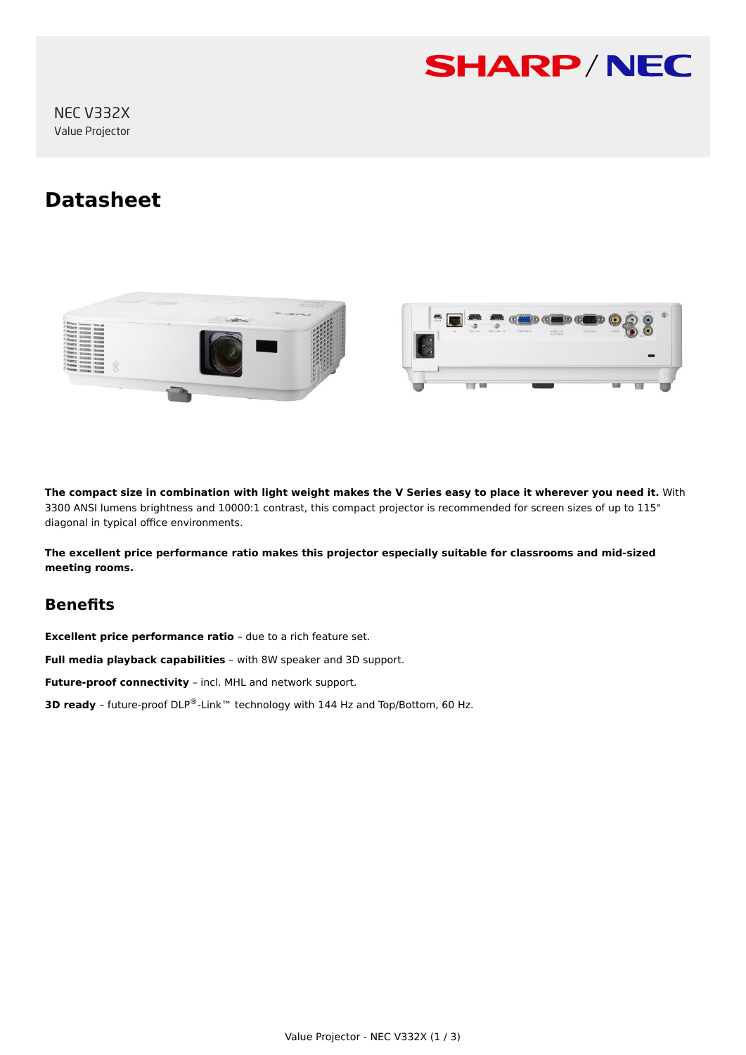NEC V332X

Value Projector

# Datasheet

**The compact size in combination with light weight makes the V Series easy to place it wherever you need it.** With 3300 ANSI lumens brightness and 10000:1 contrast, this compact projector is recommended for screen sizes of up to 115" diagonal in typical office environments.

**The excellent price performance ratio makes this projector especially suitable for classrooms and mid-sized meeting rooms.**

## Benefits

**Excellent price performance ratio** – due to a rich feature set.

**Full media playback capabilities** – with 8W speaker and 3D support.

**Future-proof connectivity** – incl. MHL and network support.

**3D ready** – future-proof DLP®-Link™ technology with 144 Hz and Top/Bottom, 60 Hz.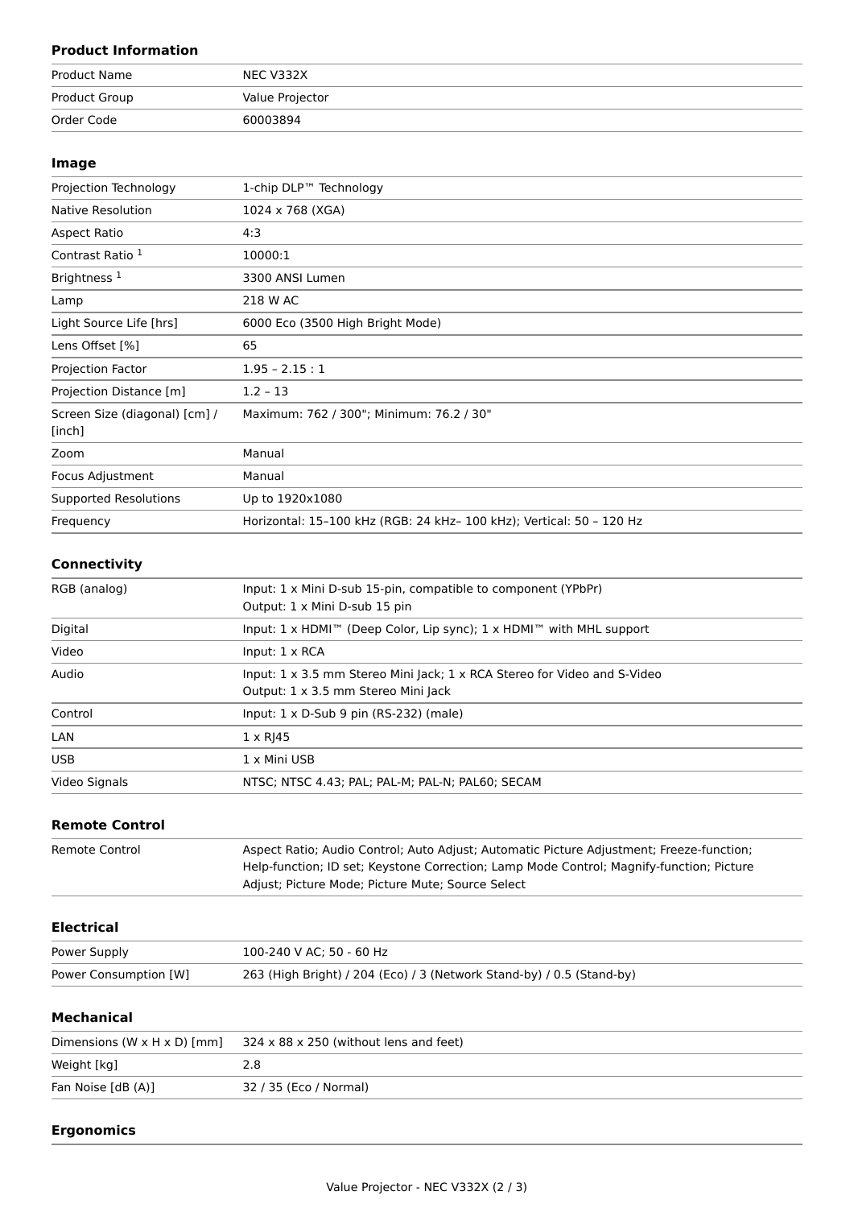### Product Information

| | |
|---|---|
| Product Name | NEC V332X |
| Product Group | Value Projector |
| Order Code | 60003894 |

### Image

| | |
|---|---|
| Projection Technology | 1-chip DLP™ Technology |
| Native Resolution | 1024 x 768 (XGA) |
| Aspect Ratio | 4:3 |
| Contrast Ratio [1] | 10000:1 |
| Brightness [1] | 3300 ANSI Lumen |
| Lamp | 218 W AC |
| Light Source Life [hrs] | 6000 Eco (3500 High Bright Mode) |
| Lens Offset [%] | 65 |
| Projection Factor | 1.95 – 2.15 : 1 |
| Projection Distance [m] | 1.2 – 13 |
| Screen Size (diagonal) [cm] / [inch] | Maximum: 762 / 300"; Minimum: 76.2 / 30" |
| Zoom | Manual |
| Focus Adjustment | Manual |
| Supported Resolutions | Up to 1920x1080 |
| Frequency | Horizontal: 15–100 kHz (RGB: 24 kHz– 100 kHz); Vertical: 50 – 120 Hz |

### Connectivity

| | |
|---|---|
| RGB (analog) | Input: 1 x Mini D-sub 15-pin, compatible to component (YPbPr)<br>Output: 1 x Mini D-sub 15 pin |
| Digital | Input: 1 x HDMI™ (Deep Color, Lip sync); 1 x HDMI™ with MHL support |
| Video | Input: 1 x RCA |
| Audio | Input: 1 x 3.5 mm Stereo Mini Jack; 1 x RCA Stereo for Video and S-Video<br>Output: 1 x 3.5 mm Stereo Mini Jack |
| Control | Input: 1 x D-Sub 9 pin (RS-232) (male) |
| LAN | 1 x RJ45 |
| USB | 1 x Mini USB |
| Video Signals | NTSC; NTSC 4.43; PAL; PAL-M; PAL-N; PAL60; SECAM |

### Remote Control

| | |
|---|---|
| Remote Control | Aspect Ratio; Audio Control; Auto Adjust; Automatic Picture Adjustment; Freeze-function; Help-function; ID set; Keystone Correction; Lamp Mode Control; Magnify-function; Picture Adjust; Picture Mode; Picture Mute; Source Select |

### Electrical

| | |
|---|---|
| Power Supply | 100-240 V AC; 50 - 60 Hz |
| Power Consumption [W] | 263 (High Bright) / 204 (Eco) / 3 (Network Stand-by) / 0.5 (Stand-by) |

### Mechanical

| | |
|---|---|
| Dimensions (W x H x D) [mm] | 324 x 88 x 250 (without lens and feet) |
| Weight [kg] | 2.8 |
| Fan Noise [dB (A)] | 32 / 35 (Eco / Normal) |

### Ergonomics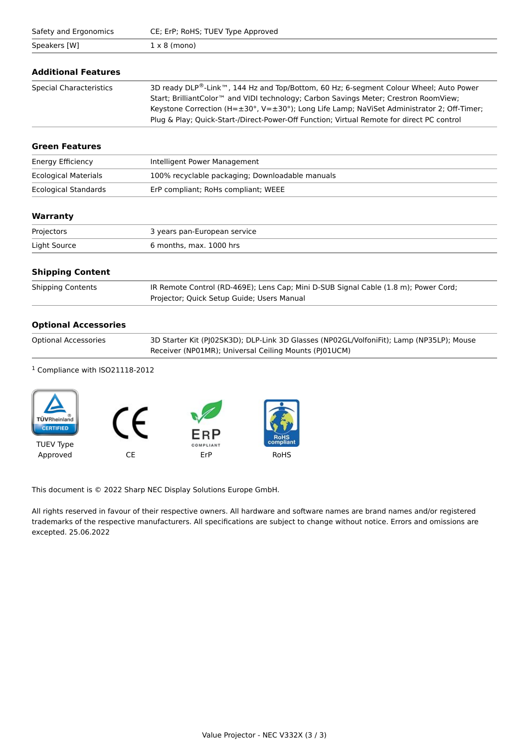| | |
|---|---|
| Safety and Ergonomics | CE; ErP; RoHS; TUEV Type Approved |
| Speakers [W] | 1 x 8 (mono) |

## Additional Features

| | |
|---|---|
| Special Characteristics | 3D ready DLP®-Link™, 144 Hz and Top/Bottom, 60 Hz; 6-segment Colour Wheel; Auto Power Start; BrilliantColor™ and VIDI technology; Carbon Savings Meter; Crestron RoomView; Keystone Correction (H=±30°, V=±30°); Long Life Lamp; NaViSet Administrator 2; Off-Timer; Plug & Play; Quick-Start-/Direct-Power-Off Function; Virtual Remote for direct PC control |

## Green Features

| | |
|---|---|
| Energy Efficiency | Intelligent Power Management |
| Ecological Materials | 100% recyclable packaging; Downloadable manuals |
| Ecological Standards | ErP compliant; RoHs compliant; WEEE |

## Warranty

| | |
|---|---|
| Projectors | 3 years pan-European service |
| Light Source | 6 months, max. 1000 hrs |

## Shipping Content

| | |
|---|---|
| Shipping Contents | IR Remote Control (RD-469E); Lens Cap; Mini D-SUB Signal Cable (1.8 m); Power Cord; Projector; Quick Setup Guide; Users Manual |

## Optional Accessories

| | |
|---|---|
| Optional Accessories | 3D Starter Kit (PJ02SK3D); DLP-Link 3D Glasses (NP02GL/VolfoniFit); Lamp (NP35LP); Mouse Receiver (NP01MR); Universal Ceiling Mounts (PJ01UCM) |

[1] Compliance with ISO21118-2012

TUEV Type Approved    CE    ErP    RoHS

This document is © 2022 Sharp NEC Display Solutions Europe GmbH.

All rights reserved in favour of their respective owners. All hardware and software names are brand names and/or registered trademarks of the respective manufacturers. All specifications are subject to change without notice. Errors and omissions are excepted. 25.06.2022